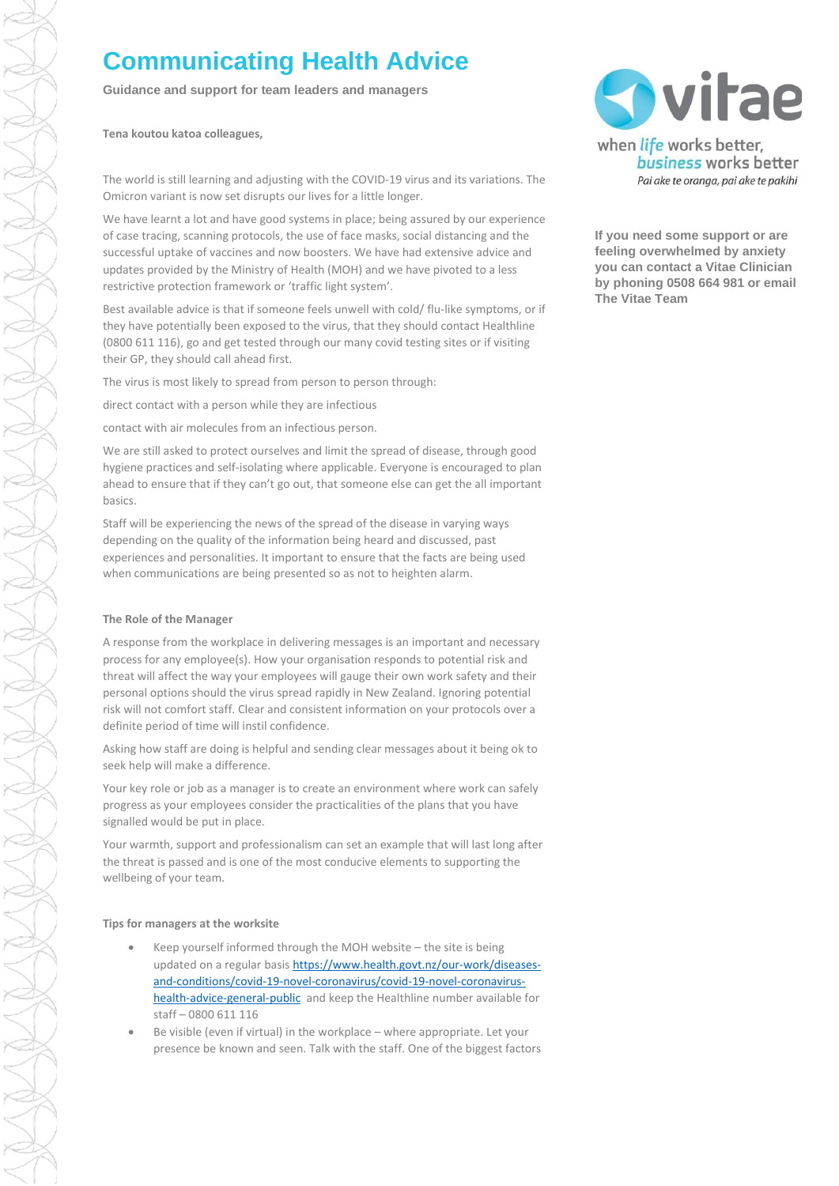# Communicating Health Advice

**Guidance and support for team leaders and managers**

vitae

when *life* works better, *business* works better

*Pai ake te oranga, pai ake te pakihi*

**If you need some support or are feeling overwhelmed by anxiety you can contact a Vitae Clinician by phoning 0508 664 981 or email The Vitae Team**

**Tena koutou katoa colleagues,**

The world is still learning and adjusting with the COVID-19 virus and its variations. The Omicron variant is now set disrupts our lives for a little longer.

We have learnt a lot and have good systems in place; being assured by our experience of case tracing, scanning protocols, the use of face masks, social distancing and the successful uptake of vaccines and now boosters. We have had extensive advice and updates provided by the Ministry of Health (MOH) and we have pivoted to a less restrictive protection framework or 'traffic light system'.

Best available advice is that if someone feels unwell with cold/ flu-like symptoms, or if they have potentially been exposed to the virus, that they should contact Healthline (0800 611 116), go and get tested through our many covid testing sites or if visiting their GP, they should call ahead first.

The virus is most likely to spread from person to person through:

direct contact with a person while they are infectious

contact with air molecules from an infectious person.

We are still asked to protect ourselves and limit the spread of disease, through good hygiene practices and self-isolating where applicable. Everyone is encouraged to plan ahead to ensure that if they can't go out, that someone else can get the all important basics.

Staff will be experiencing the news of the spread of the disease in varying ways depending on the quality of the information being heard and discussed, past experiences and personalities. It important to ensure that the facts are being used when communications are being presented so as not to heighten alarm.

**The Role of the Manager**

A response from the workplace in delivering messages is an important and necessary process for any employee(s). How your organisation responds to potential risk and threat will affect the way your employees will gauge their own work safety and their personal options should the virus spread rapidly in New Zealand. Ignoring potential risk will not comfort staff. Clear and consistent information on your protocols over a definite period of time will instil confidence.

Asking how staff are doing is helpful and sending clear messages about it being ok to seek help will make a difference.

Your key role or job as a manager is to create an environment where work can safely progress as your employees consider the practicalities of the plans that you have signalled would be put in place.

Your warmth, support and professionalism can set an example that will last long after the threat is passed and is one of the most conducive elements to supporting the wellbeing of your team.

**Tips for managers at the worksite**

- Keep yourself informed through the MOH website – the site is being updated on a regular basis [https://www.health.govt.nz/our-work/diseases-and-conditions/covid-19-novel-coronavirus/covid-19-novel-coronavirus-health-advice-general-public](https://www.health.govt.nz/our-work/diseases-and-conditions/covid-19-novel-coronavirus/covid-19-novel-coronavirus-health-advice-general-public) and keep the Healthline number available for staff – 0800 611 116
- Be visible (even if virtual) in the workplace – where appropriate. Let your presence be known and seen. Talk with the staff. One of the biggest factors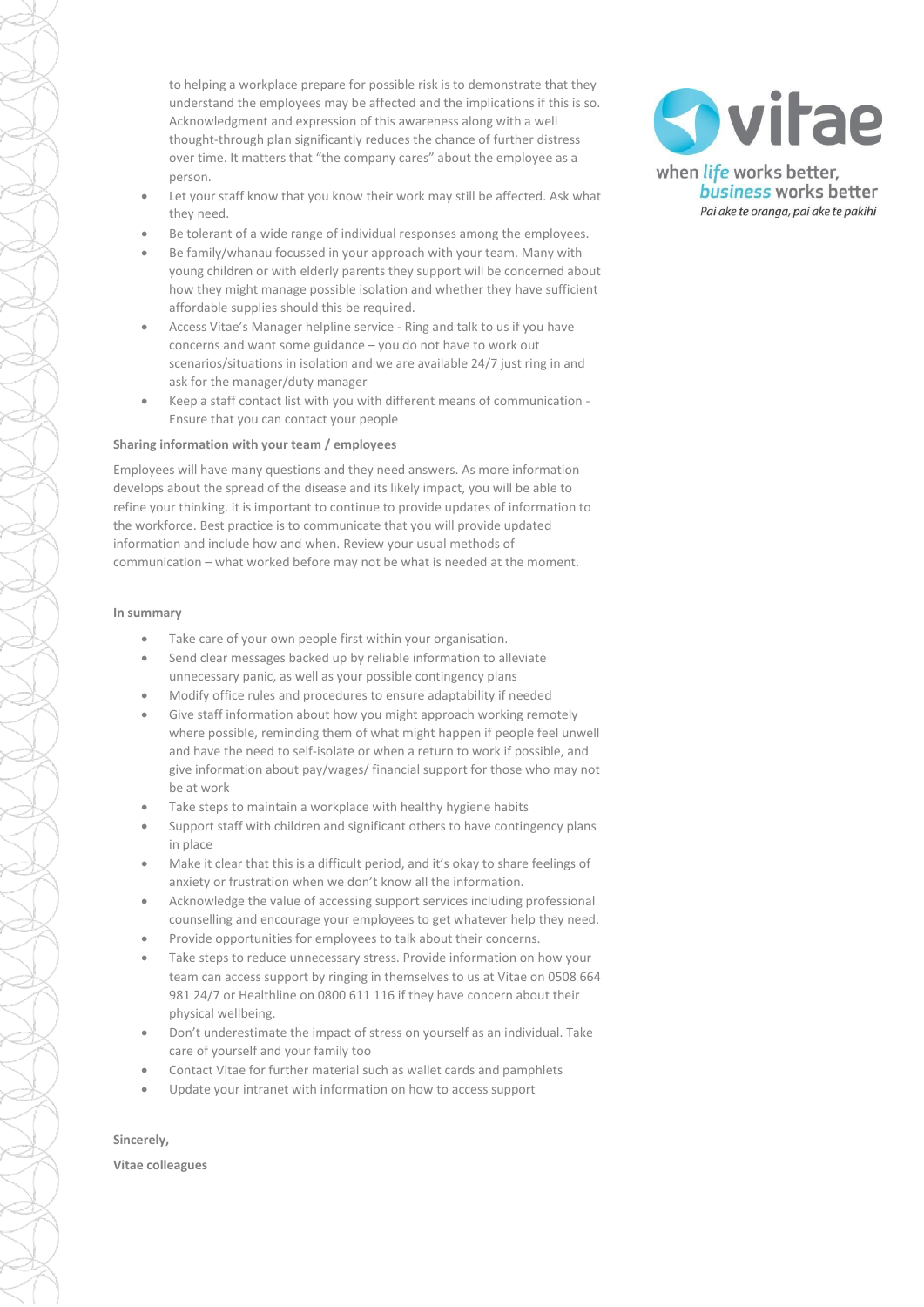to helping a workplace prepare for possible risk is to demonstrate that they understand the employees may be affected and the implications if this is so. Acknowledgment and expression of this awareness along with a well thought-through plan significantly reduces the chance of further distress over time. It matters that "the company cares" about the employee as a person.

- Let your staff know that you know their work may still be affected. Ask what they need.
- Be tolerant of a wide range of individual responses among the employees.
- Be family/whanau focussed in your approach with your team. Many with young children or with elderly parents they support will be concerned about how they might manage possible isolation and whether they have sufficient affordable supplies should this be required.
- Access Vitae's Manager helpline service - Ring and talk to us if you have concerns and want some guidance – you do not have to work out scenarios/situations in isolation and we are available 24/7 just ring in and ask for the manager/duty manager
- Keep a staff contact list with you with different means of communication - Ensure that you can contact your people

**Sharing information with your team / employees**

Employees will have many questions and they need answers. As more information develops about the spread of the disease and its likely impact, you will be able to refine your thinking. it is important to continue to provide updates of information to the workforce. Best practice is to communicate that you will provide updated information and include how and when. Review your usual methods of communication – what worked before may not be what is needed at the moment.

**In summary**

- Take care of your own people first within your organisation.
- Send clear messages backed up by reliable information to alleviate unnecessary panic, as well as your possible contingency plans
- Modify office rules and procedures to ensure adaptability if needed
- Give staff information about how you might approach working remotely where possible, reminding them of what might happen if people feel unwell and have the need to self-isolate or when a return to work if possible, and give information about pay/wages/ financial support for those who may not be at work
- Take steps to maintain a workplace with healthy hygiene habits
- Support staff with children and significant others to have contingency plans in place
- Make it clear that this is a difficult period, and it's okay to share feelings of anxiety or frustration when we don't know all the information.
- Acknowledge the value of accessing support services including professional counselling and encourage your employees to get whatever help they need.
- Provide opportunities for employees to talk about their concerns.
- Take steps to reduce unnecessary stress. Provide information on how your team can access support by ringing in themselves to us at Vitae on 0508 664 981 24/7 or Healthline on 0800 611 116 if they have concern about their physical wellbeing.
- Don't underestimate the impact of stress on yourself as an individual. Take care of yourself and your family too
- Contact Vitae for further material such as wallet cards and pamphlets
- Update your intranet with information on how to access support

**Sincerely,**

**Vitae colleagues**